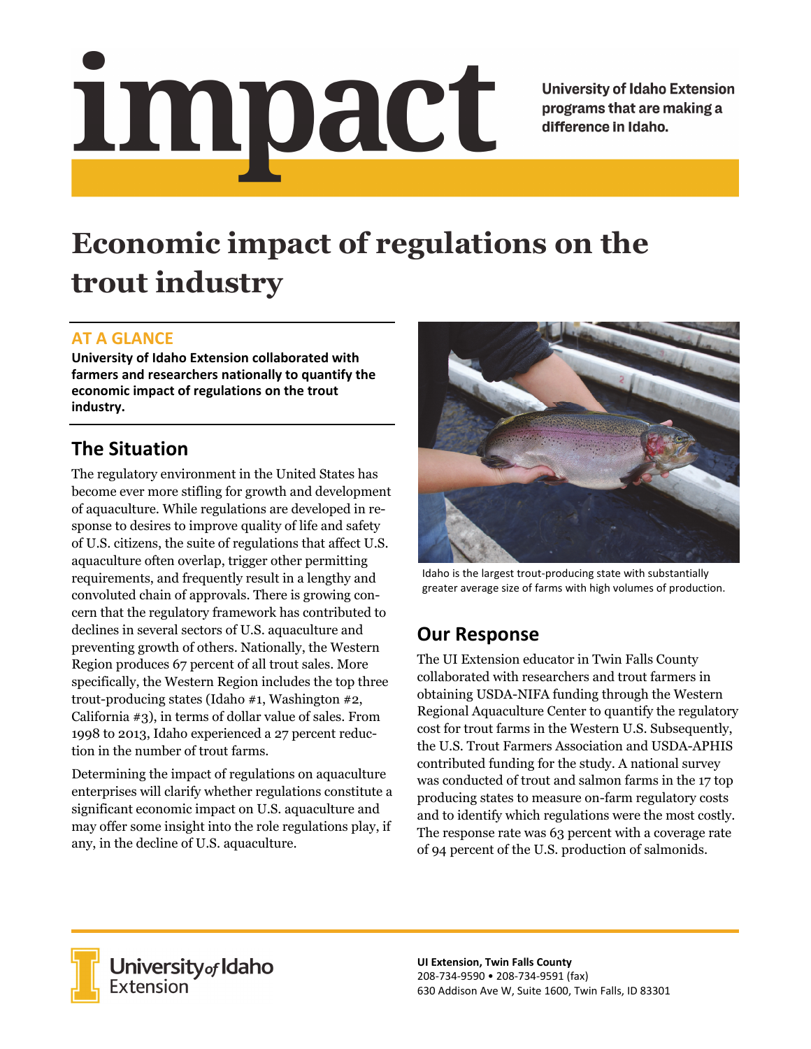# impact

University of Idaho Extension programs that are making a difference in Idaho.

# Economic impact of regulations on the trout industry

## AT A GLANCE

**University of Idaho Extension collaborated with farmers and researchers nationally to quantify the economic impact of regulations on the trout industry.**

## The Situation

The regulatory environment in the United States has become ever more stifling for growth and development of aquaculture. While regulations are developed in response to desires to improve quality of life and safety of U.S. citizens, the suite of regulations that affect U.S. aquaculture often overlap, trigger other permitting requirements, and frequently result in a lengthy and convoluted chain of approvals. There is growing concern that the regulatory framework has contributed to declines in several sectors of U.S. aquaculture and preventing growth of others. Nationally, the Western Region produces 67 percent of all trout sales. More specifically, the Western Region includes the top three trout-producing states (Idaho #1, Washington #2, California #3), in terms of dollar value of sales. From 1998 to 2013, Idaho experienced a 27 percent reduction in the number of trout farms.

Determining the impact of regulations on aquaculture enterprises will clarify whether regulations constitute a significant economic impact on U.S. aquaculture and may offer some insight into the role regulations play, if any, in the decline of U.S. aquaculture.

Idaho is the largest trout-producing state with substantially greater average size of farms with high volumes of production.

## Our Response

The UI Extension educator in Twin Falls County collaborated with researchers and trout farmers in obtaining USDA-NIFA funding through the Western Regional Aquaculture Center to quantify the regulatory cost for trout farms in the Western U.S. Subsequently, the U.S. Trout Farmers Association and USDA-APHIS contributed funding for the study. A national survey was conducted of trout and salmon farms in the 17 top producing states to measure on-farm regulatory costs and to identify which regulations were the most costly. The response rate was 63 percent with a coverage rate of 94 percent of the U.S. production of salmonids.

University of Idaho Extension

**UI Extension, Twin Falls County**
208-734-9590 • 208-734-9591 (fax)
630 Addison Ave W, Suite 1600, Twin Falls, ID 83301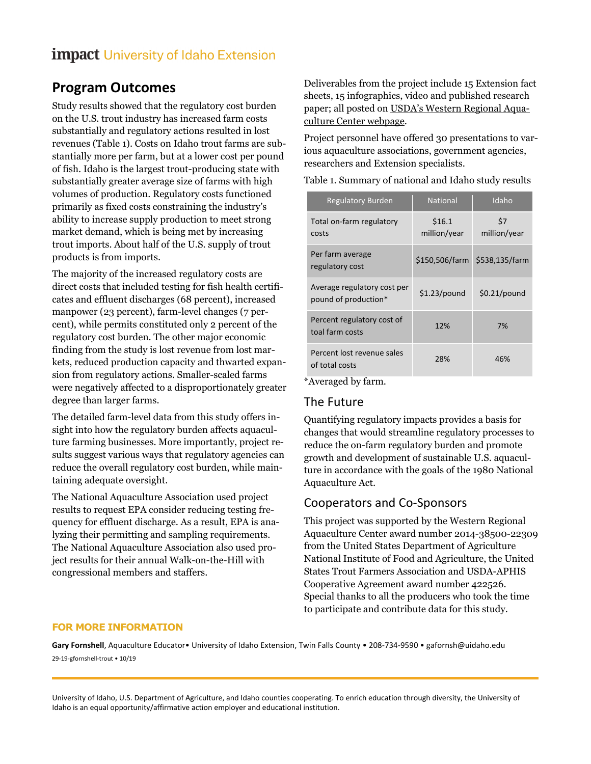## Program Outcomes

Study results showed that the regulatory cost burden on the U.S. trout industry has increased farm costs substantially and regulatory actions resulted in lost revenues (Table 1). Costs on Idaho trout farms are substantially more per farm, but at a lower cost per pound of fish. Idaho is the largest trout-producing state with substantially greater average size of farms with high volumes of production. Regulatory costs functioned primarily as fixed costs constraining the industry's ability to increase supply production to meet strong market demand, which is being met by increasing trout imports. About half of the U.S. supply of trout products is from imports.

The majority of the increased regulatory costs are direct costs that included testing for fish health certificates and effluent discharges (68 percent), increased manpower (23 percent), farm-level changes (7 percent), while permits constituted only 2 percent of the regulatory cost burden. The other major economic finding from the study is lost revenue from lost markets, reduced production capacity and thwarted expansion from regulatory actions. Smaller-scaled farms were negatively affected to a disproportionately greater degree than larger farms.

The detailed farm-level data from this study offers insight into how the regulatory burden affects aquaculture farming businesses. More importantly, project results suggest various ways that regulatory agencies can reduce the overall regulatory cost burden, while maintaining adequate oversight.

The National Aquaculture Association used project results to request EPA consider reducing testing frequency for effluent discharge. As a result, EPA is analyzing their permitting and sampling requirements. The National Aquaculture Association also used project results for their annual Walk-on-the-Hill with congressional members and staffers.

Deliverables from the project include 15 Extension fact sheets, 15 infographics, video and published research paper; all posted on USDA's Western Regional Aquaculture Center webpage.

Project personnel have offered 30 presentations to various aquaculture associations, government agencies, researchers and Extension specialists.

Table 1. Summary of national and Idaho study results

| Regulatory Burden | National | Idaho |
|---|---|---|
| Total on-farm regulatory costs | $16.1 million/year | $7 million/year |
| Per farm average regulatory cost | $150,506/farm | $538,135/farm |
| Average regulatory cost per pound of production* | $1.23/pound | $0.21/pound |
| Percent regulatory cost of toal farm costs | 12% | 7% |
| Percent lost revenue sales of total costs | 28% | 46% |

*Averaged by farm.

### The Future

Quantifying regulatory impacts provides a basis for changes that would streamline regulatory processes to reduce the on-farm regulatory burden and promote growth and development of sustainable U.S. aquaculture in accordance with the goals of the 1980 National Aquaculture Act.

### Cooperators and Co-Sponsors

This project was supported by the Western Regional Aquaculture Center award number 2014-38500-22309 from the United States Department of Agriculture National Institute of Food and Agriculture, the United States Trout Farmers Association and USDA-APHIS Cooperative Agreement award number 422526. Special thanks to all the producers who took the time to participate and contribute data for this study.

**FOR MORE INFORMATION**

**Gary Fornshell**, Aquaculture Educator• University of Idaho Extension, Twin Falls County • 208-734-9590 • gafornsh@uidaho.edu

29-19-gfornshell-trout • 10/19

University of Idaho, U.S. Department of Agriculture, and Idaho counties cooperating. To enrich education through diversity, the University of Idaho is an equal opportunity/affirmative action employer and educational institution.